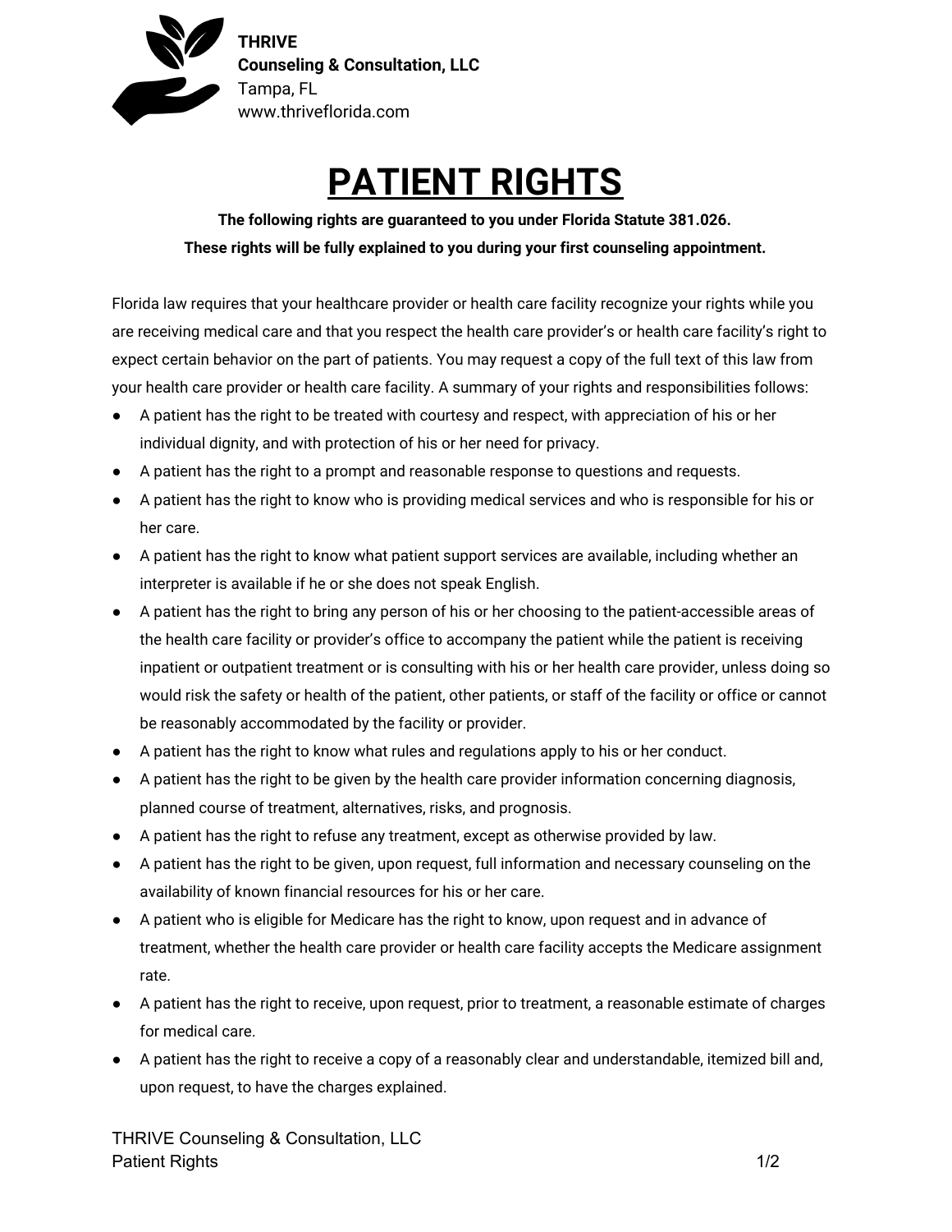**THRIVE**
**Counseling & Consultation, LLC**
Tampa, FL
www.thriveflorida.com

# PATIENT RIGHTS

**The following rights are guaranteed to you under Florida Statute 381.026.**
**These rights will be fully explained to you during your first counseling appointment.**

Florida law requires that your healthcare provider or health care facility recognize your rights while you are receiving medical care and that you respect the health care provider's or health care facility's right to expect certain behavior on the part of patients. You may request a copy of the full text of this law from your health care provider or health care facility. A summary of your rights and responsibilities follows:

- A patient has the right to be treated with courtesy and respect, with appreciation of his or her individual dignity, and with protection of his or her need for privacy.
- A patient has the right to a prompt and reasonable response to questions and requests.
- A patient has the right to know who is providing medical services and who is responsible for his or her care.
- A patient has the right to know what patient support services are available, including whether an interpreter is available if he or she does not speak English.
- A patient has the right to bring any person of his or her choosing to the patient-accessible areas of the health care facility or provider's office to accompany the patient while the patient is receiving inpatient or outpatient treatment or is consulting with his or her health care provider, unless doing so would risk the safety or health of the patient, other patients, or staff of the facility or office or cannot be reasonably accommodated by the facility or provider.
- A patient has the right to know what rules and regulations apply to his or her conduct.
- A patient has the right to be given by the health care provider information concerning diagnosis, planned course of treatment, alternatives, risks, and prognosis.
- A patient has the right to refuse any treatment, except as otherwise provided by law.
- A patient has the right to be given, upon request, full information and necessary counseling on the availability of known financial resources for his or her care.
- A patient who is eligible for Medicare has the right to know, upon request and in advance of treatment, whether the health care provider or health care facility accepts the Medicare assignment rate.
- A patient has the right to receive, upon request, prior to treatment, a reasonable estimate of charges for medical care.
- A patient has the right to receive a copy of a reasonably clear and understandable, itemized bill and, upon request, to have the charges explained.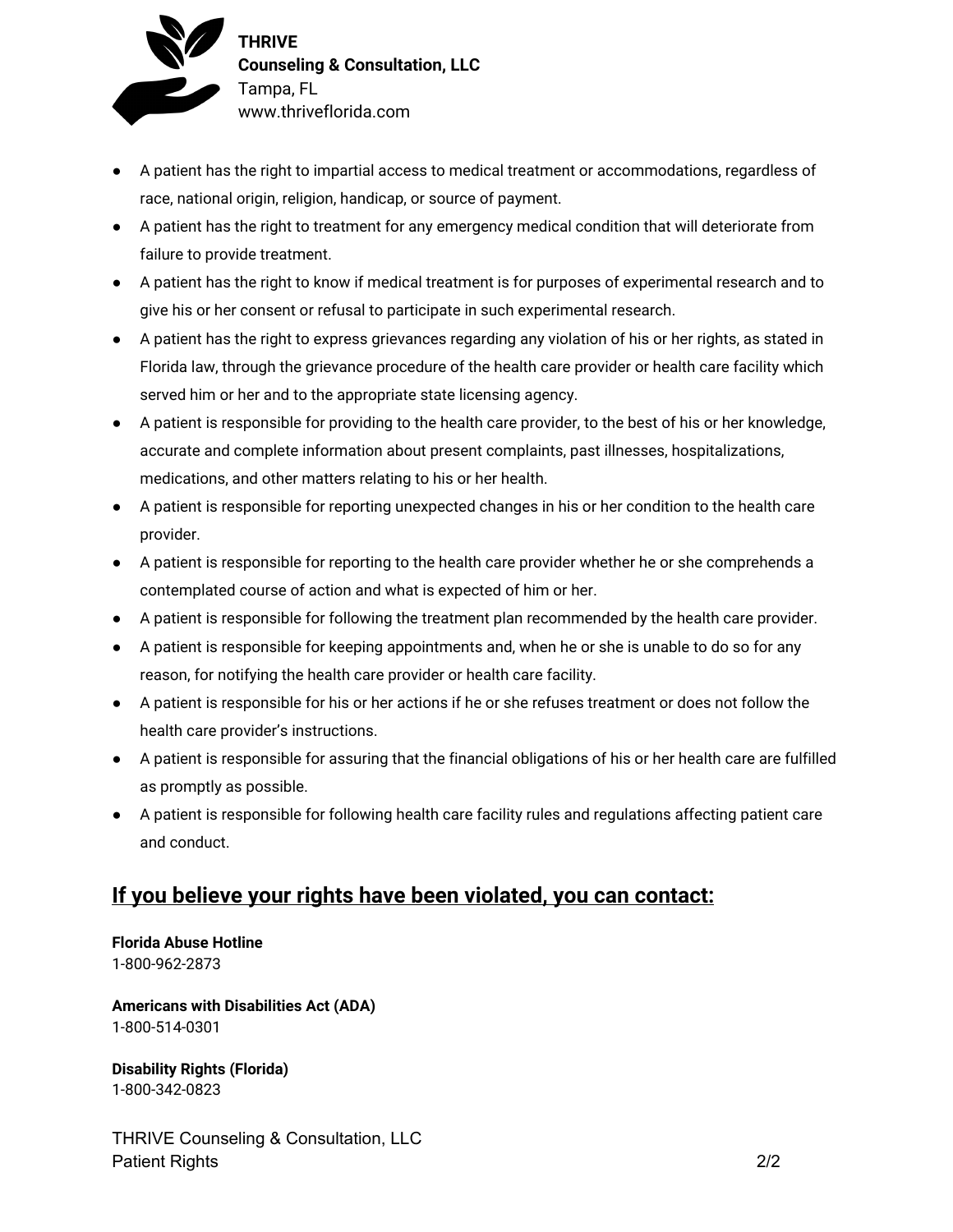- A patient has the right to impartial access to medical treatment or accommodations, regardless of race, national origin, religion, handicap, or source of payment.
- A patient has the right to treatment for any emergency medical condition that will deteriorate from failure to provide treatment.
- A patient has the right to know if medical treatment is for purposes of experimental research and to give his or her consent or refusal to participate in such experimental research.
- A patient has the right to express grievances regarding any violation of his or her rights, as stated in Florida law, through the grievance procedure of the health care provider or health care facility which served him or her and to the appropriate state licensing agency.
- A patient is responsible for providing to the health care provider, to the best of his or her knowledge, accurate and complete information about present complaints, past illnesses, hospitalizations, medications, and other matters relating to his or her health.
- A patient is responsible for reporting unexpected changes in his or her condition to the health care provider.
- A patient is responsible for reporting to the health care provider whether he or she comprehends a contemplated course of action and what is expected of him or her.
- A patient is responsible for following the treatment plan recommended by the health care provider.
- A patient is responsible for keeping appointments and, when he or she is unable to do so for any reason, for notifying the health care provider or health care facility.
- A patient is responsible for his or her actions if he or she refuses treatment or does not follow the health care provider's instructions.
- A patient is responsible for assuring that the financial obligations of his or her health care are fulfilled as promptly as possible.
- A patient is responsible for following health care facility rules and regulations affecting patient care and conduct.

## If you believe your rights have been violated, you can contact:

**Florida Abuse Hotline**
1-800-962-2873

**Americans with Disabilities Act (ADA)**
1-800-514-0301

**Disability Rights (Florida)**
1-800-342-0823